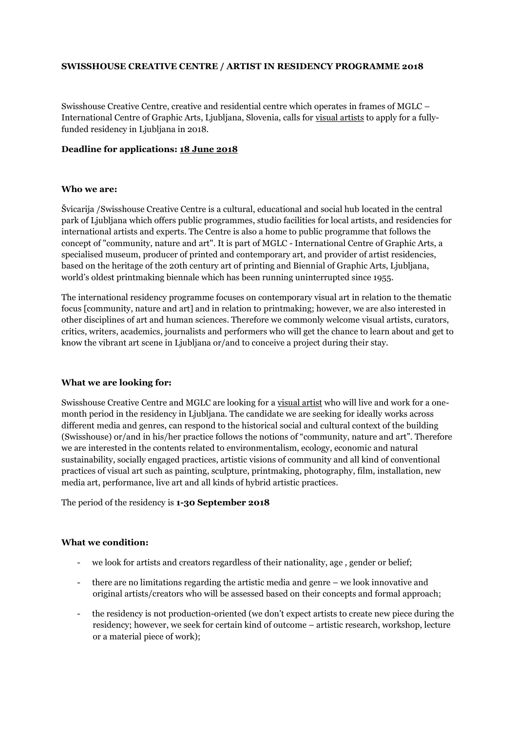**SWISSHOUSE CREATIVE CENTRE / ARTIST IN RESIDENCY PROGRAMME 2018**

Swisshouse Creative Centre, creative and residential centre which operates in frames of MGLC – International Centre of Graphic Arts, Ljubljana, Slovenia, calls for visual artists to apply for a fully-funded residency in Ljubljana in 2018.

**Deadline for applications: 18 June 2018**

**Who we are:**

Švicarija /Swisshouse Creative Centre is a cultural, educational and social hub located in the central park of Ljubljana which offers public programmes, studio facilities for local artists, and residencies for international artists and experts. The Centre is also a home to public programme that follows the concept of "community, nature and art". It is part of MGLC - International Centre of Graphic Arts, a specialised museum, producer of printed and contemporary art, and provider of artist residencies, based on the heritage of the 20th century art of printing and Biennial of Graphic Arts, Ljubljana, world's oldest printmaking biennale which has been running uninterrupted since 1955.

The international residency programme focuses on contemporary visual art in relation to the thematic focus [community, nature and art] and in relation to printmaking; however, we are also interested in other disciplines of art and human sciences. Therefore we commonly welcome visual artists, curators, critics, writers, academics, journalists and performers who will get the chance to learn about and get to know the vibrant art scene in Ljubljana or/and to conceive a project during their stay.

**What we are looking for:**

Swisshouse Creative Centre and MGLC are looking for a visual artist who will live and work for a one-month period in the residency in Ljubljana. The candidate we are seeking for ideally works across different media and genres, can respond to the historical social and cultural context of the building (Swisshouse) or/and in his/her practice follows the notions of "community, nature and art". Therefore we are interested in the contents related to environmentalism, ecology, economic and natural sustainability, socially engaged practices, artistic visions of community and all kind of conventional practices of visual art such as painting, sculpture, printmaking, photography, film, installation, new media art, performance, live art and all kinds of hybrid artistic practices.

The period of the residency is **1-30 September 2018**

**What we condition:**

- we look for artists and creators regardless of their nationality, age , gender or belief;
- there are no limitations regarding the artistic media and genre – we look innovative and original artists/creators who will be assessed based on their concepts and formal approach;
- the residency is not production-oriented (we don't expect artists to create new piece during the residency; however, we seek for certain kind of outcome – artistic research, workshop, lecture or a material piece of work);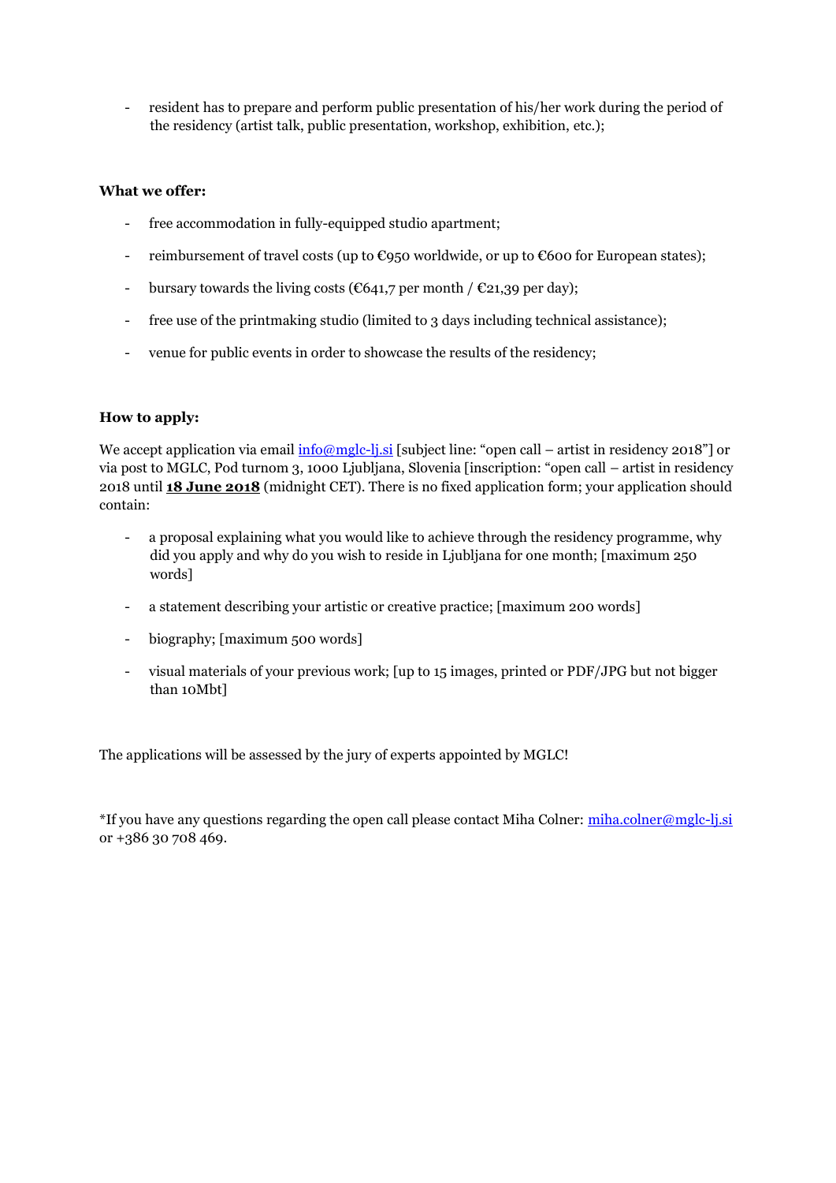- resident has to prepare and perform public presentation of his/her work during the period of the residency (artist talk, public presentation, workshop, exhibition, etc.);

**What we offer:**

- free accommodation in fully-equipped studio apartment;
- reimbursement of travel costs (up to €950 worldwide, or up to €600 for European states);
- bursary towards the living costs (€641,7 per month / €21,39 per day);
- free use of the printmaking studio (limited to 3 days including technical assistance);
- venue for public events in order to showcase the results of the residency;

**How to apply:**

We accept application via email info@mglc-lj.si [subject line: "open call – artist in residency 2018"] or via post to MGLC, Pod turnom 3, 1000 Ljubljana, Slovenia [inscription: "open call – artist in residency 2018 until **18 June 2018** (midnight CET). There is no fixed application form; your application should contain:

- a proposal explaining what you would like to achieve through the residency programme, why did you apply and why do you wish to reside in Ljubljana for one month; [maximum 250 words]
- a statement describing your artistic or creative practice; [maximum 200 words]
- biography; [maximum 500 words]
- visual materials of your previous work; [up to 15 images, printed or PDF/JPG but not bigger than 10Mbt]

The applications will be assessed by the jury of experts appointed by MGLC!

*If you have any questions regarding the open call please contact Miha Colner: miha.colner@mglc-lj.si or +386 30 708 469.